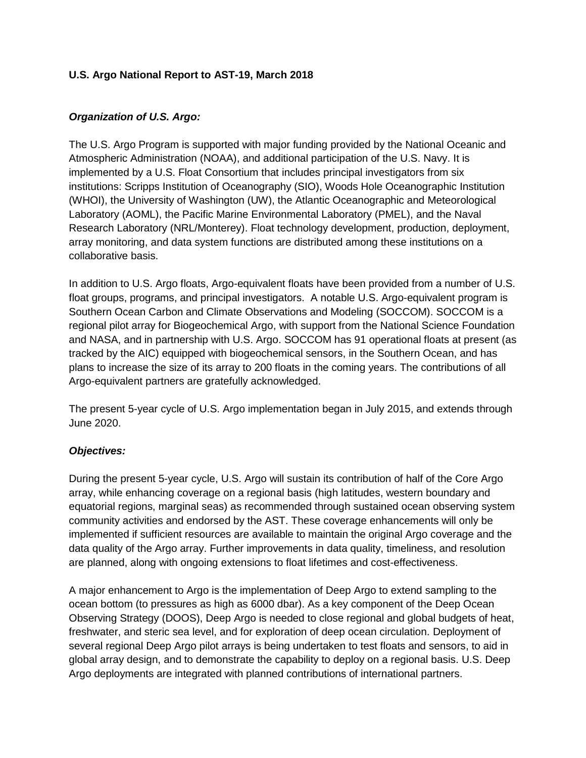**U.S. Argo National Report to AST-19, March 2018**

***Organization of U.S. Argo:***

The U.S. Argo Program is supported with major funding provided by the National Oceanic and Atmospheric Administration (NOAA), and additional participation of the U.S. Navy. It is implemented by a U.S. Float Consortium that includes principal investigators from six institutions: Scripps Institution of Oceanography (SIO), Woods Hole Oceanographic Institution (WHOI), the University of Washington (UW), the Atlantic Oceanographic and Meteorological Laboratory (AOML), the Pacific Marine Environmental Laboratory (PMEL), and the Naval Research Laboratory (NRL/Monterey). Float technology development, production, deployment, array monitoring, and data system functions are distributed among these institutions on a collaborative basis.

In addition to U.S. Argo floats, Argo-equivalent floats have been provided from a number of U.S. float groups, programs, and principal investigators. A notable U.S. Argo-equivalent program is Southern Ocean Carbon and Climate Observations and Modeling (SOCCOM). SOCCOM is a regional pilot array for Biogeochemical Argo, with support from the National Science Foundation and NASA, and in partnership with U.S. Argo. SOCCOM has 91 operational floats at present (as tracked by the AIC) equipped with biogeochemical sensors, in the Southern Ocean, and has plans to increase the size of its array to 200 floats in the coming years. The contributions of all Argo-equivalent partners are gratefully acknowledged.

The present 5-year cycle of U.S. Argo implementation began in July 2015, and extends through June 2020.

***Objectives:***

During the present 5-year cycle, U.S. Argo will sustain its contribution of half of the Core Argo array, while enhancing coverage on a regional basis (high latitudes, western boundary and equatorial regions, marginal seas) as recommended through sustained ocean observing system community activities and endorsed by the AST. These coverage enhancements will only be implemented if sufficient resources are available to maintain the original Argo coverage and the data quality of the Argo array. Further improvements in data quality, timeliness, and resolution are planned, along with ongoing extensions to float lifetimes and cost-effectiveness.

A major enhancement to Argo is the implementation of Deep Argo to extend sampling to the ocean bottom (to pressures as high as 6000 dbar). As a key component of the Deep Ocean Observing Strategy (DOOS), Deep Argo is needed to close regional and global budgets of heat, freshwater, and steric sea level, and for exploration of deep ocean circulation. Deployment of several regional Deep Argo pilot arrays is being undertaken to test floats and sensors, to aid in global array design, and to demonstrate the capability to deploy on a regional basis. U.S. Deep Argo deployments are integrated with planned contributions of international partners.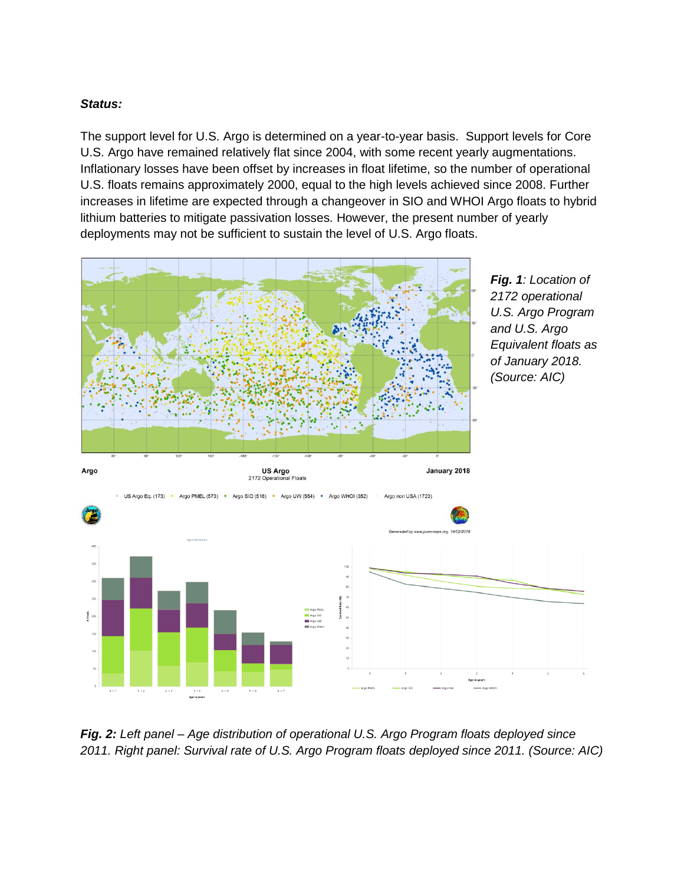***Status:***

The support level for U.S. Argo is determined on a year-to-year basis. Support levels for Core U.S. Argo have remained relatively flat since 2004, with some recent yearly augmentations. Inflationary losses have been offset by increases in float lifetime, so the number of operational U.S. floats remains approximately 2000, equal to the high levels achieved since 2008. Further increases in lifetime are expected through a changeover in SIO and WHOI Argo floats to hybrid lithium batteries to mitigate passivation losses. However, the present number of yearly deployments may not be sufficient to sustain the level of U.S. Argo floats.

***Fig. 1**: Location of 2172 operational U.S. Argo Program and U.S. Argo Equivalent floats as of January 2018. (Source: AIC)*

***Fig. 2:** Left panel – Age distribution of operational U.S. Argo Program floats deployed since 2011. Right panel: Survival rate of U.S. Argo Program floats deployed since 2011. (Source: AIC)*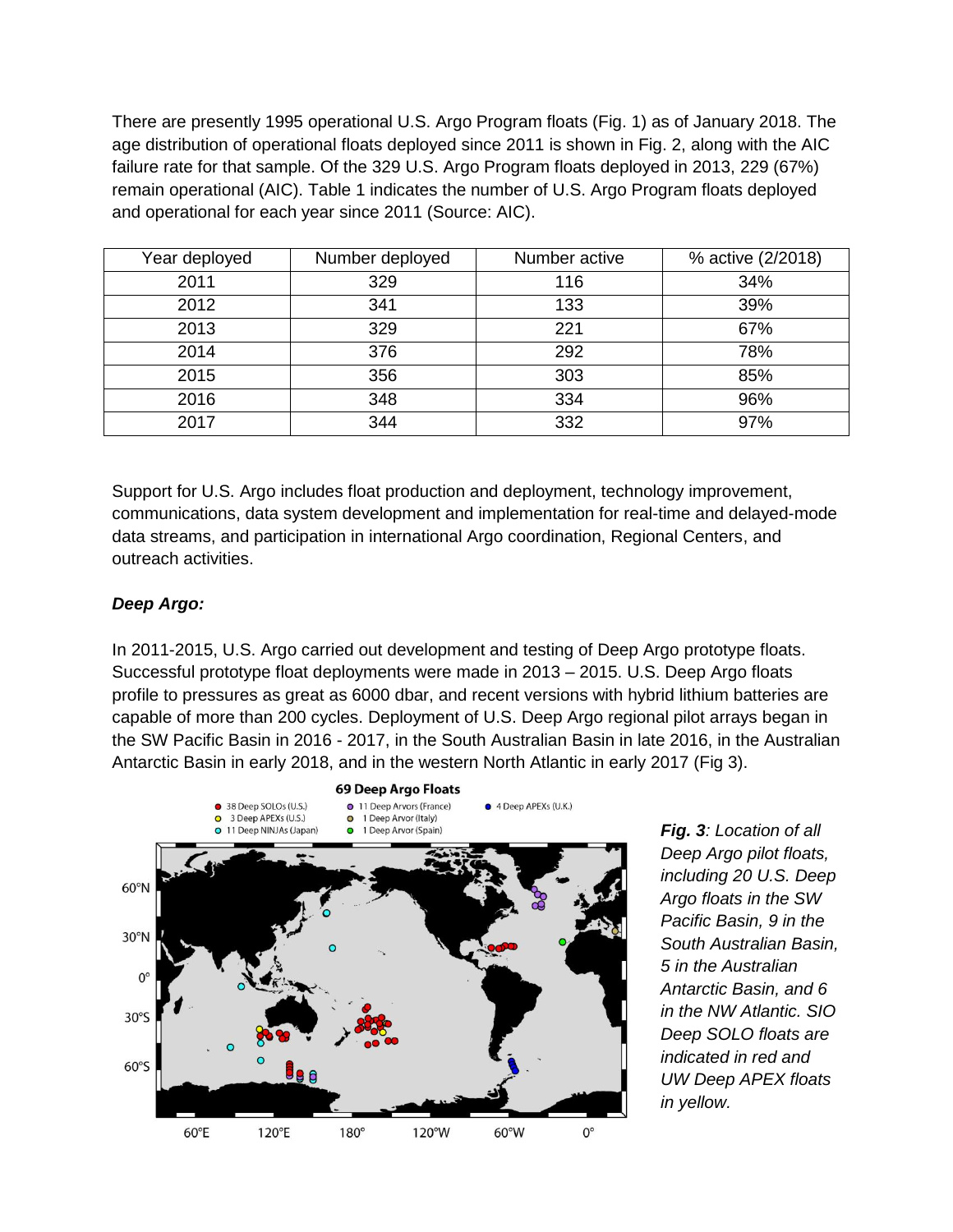There are presently 1995 operational U.S. Argo Program floats (Fig. 1) as of January 2018. The age distribution of operational floats deployed since 2011 is shown in Fig. 2, along with the AIC failure rate for that sample. Of the 329 U.S. Argo Program floats deployed in 2013, 229 (67%) remain operational (AIC). Table 1 indicates the number of U.S. Argo Program floats deployed and operational for each year since 2011 (Source: AIC).

| Year deployed | Number deployed | Number active | % active (2/2018) |
|---|---|---|---|
| 2011 | 329 | 116 | 34% |
| 2012 | 341 | 133 | 39% |
| 2013 | 329 | 221 | 67% |
| 2014 | 376 | 292 | 78% |
| 2015 | 356 | 303 | 85% |
| 2016 | 348 | 334 | 96% |
| 2017 | 344 | 332 | 97% |

Support for U.S. Argo includes float production and deployment, technology improvement, communications, data system development and implementation for real-time and delayed-mode data streams, and participation in international Argo coordination, Regional Centers, and outreach activities.

***Deep Argo:***

In 2011-2015, U.S. Argo carried out development and testing of Deep Argo prototype floats. Successful prototype float deployments were made in 2013 – 2015. U.S. Deep Argo floats profile to pressures as great as 6000 dbar, and recent versions with hybrid lithium batteries are capable of more than 200 cycles. Deployment of U.S. Deep Argo regional pilot arrays began in the SW Pacific Basin in 2016 - 2017, in the South Australian Basin in late 2016, in the Australian Antarctic Basin in early 2018, and in the western North Atlantic in early 2017 (Fig 3).

***Fig. 3****: Location of all Deep Argo pilot floats, including 20 U.S. Deep Argo floats in the SW Pacific Basin, 9 in the South Australian Basin, 5 in the Australian Antarctic Basin, and 6 in the NW Atlantic. SIO Deep SOLO floats are indicated in red and UW Deep APEX floats in yellow.*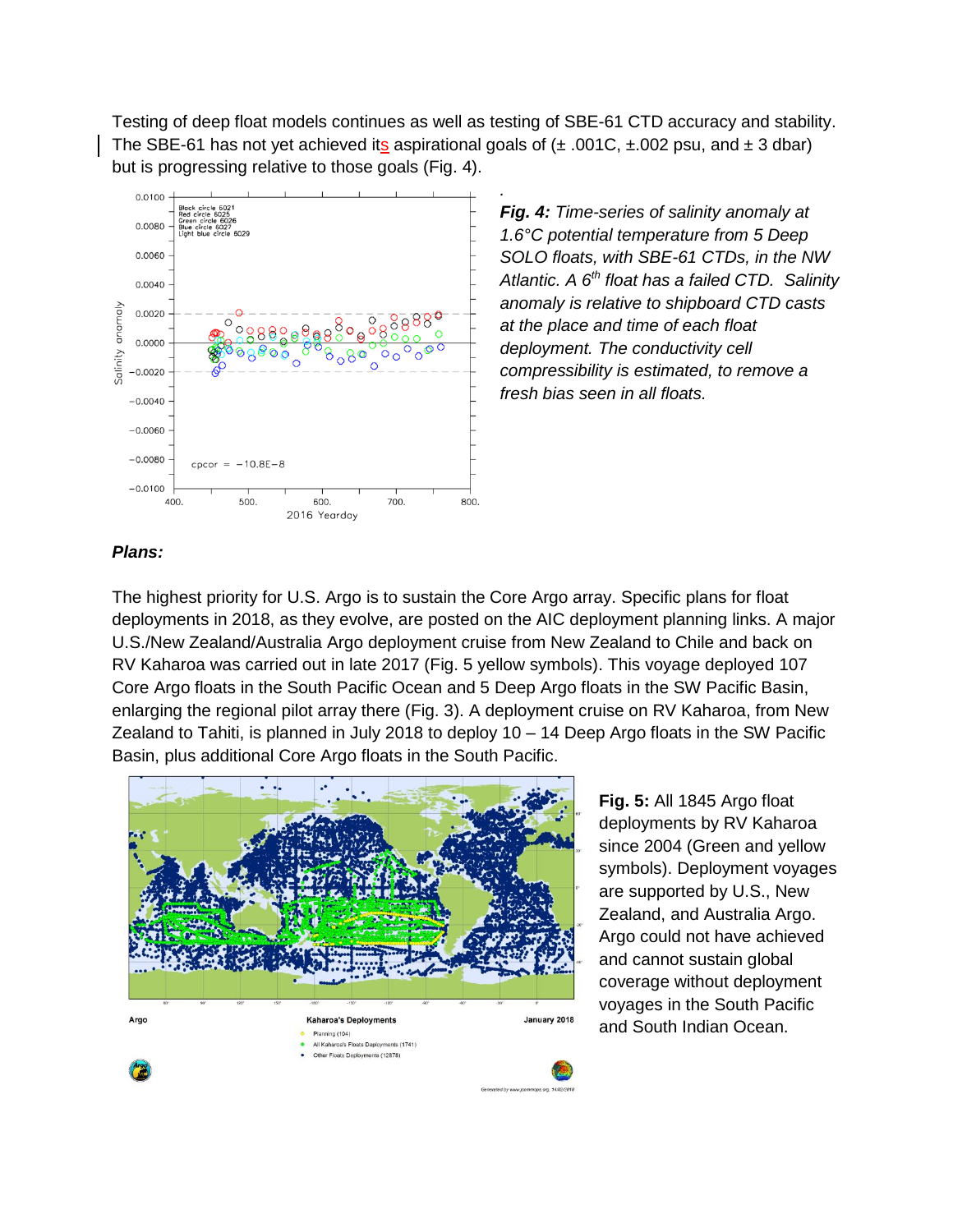Testing of deep float models continues as well as testing of SBE-61 CTD accuracy and stability. The SBE-61 has not yet achieved its aspirational goals of (± .001C, ±.002 psu, and ± 3 dbar) but is progressing relative to those goals (Fig. 4).

***Fig. 4:*** *Time-series of salinity anomaly at 1.6°C potential temperature from 5 Deep SOLO floats, with SBE-61 CTDs, in the NW Atlantic. A 6th float has a failed CTD. Salinity anomaly is relative to shipboard CTD casts at the place and time of each float deployment. The conductivity cell compressibility is estimated, to remove a fresh bias seen in all floats.*

***Plans:***

The highest priority for U.S. Argo is to sustain the Core Argo array. Specific plans for float deployments in 2018, as they evolve, are posted on the AIC deployment planning links. A major U.S./New Zealand/Australia Argo deployment cruise from New Zealand to Chile and back on RV Kaharoa was carried out in late 2017 (Fig. 5 yellow symbols). This voyage deployed 107 Core Argo floats in the South Pacific Ocean and 5 Deep Argo floats in the SW Pacific Basin, enlarging the regional pilot array there (Fig. 3). A deployment cruise on RV Kaharoa, from New Zealand to Tahiti, is planned in July 2018 to deploy 10 – 14 Deep Argo floats in the SW Pacific Basin, plus additional Core Argo floats in the South Pacific.

**Fig. 5:** All 1845 Argo float deployments by RV Kaharoa since 2004 (Green and yellow symbols). Deployment voyages are supported by U.S., New Zealand, and Australia Argo. Argo could not have achieved and cannot sustain global coverage without deployment voyages in the South Pacific and South Indian Ocean.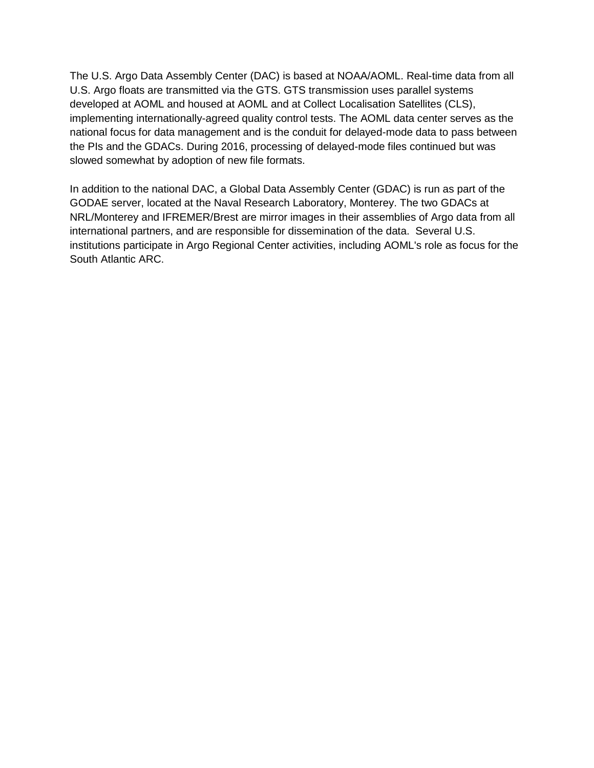The U.S. Argo Data Assembly Center (DAC) is based at NOAA/AOML. Real-time data from all U.S. Argo floats are transmitted via the GTS. GTS transmission uses parallel systems developed at AOML and housed at AOML and at Collect Localisation Satellites (CLS), implementing internationally-agreed quality control tests. The AOML data center serves as the national focus for data management and is the conduit for delayed-mode data to pass between the PIs and the GDACs. During 2016, processing of delayed-mode files continued but was slowed somewhat by adoption of new file formats.

In addition to the national DAC, a Global Data Assembly Center (GDAC) is run as part of the GODAE server, located at the Naval Research Laboratory, Monterey. The two GDACs at NRL/Monterey and IFREMER/Brest are mirror images in their assemblies of Argo data from all international partners, and are responsible for dissemination of the data. Several U.S. institutions participate in Argo Regional Center activities, including AOML's role as focus for the South Atlantic ARC.